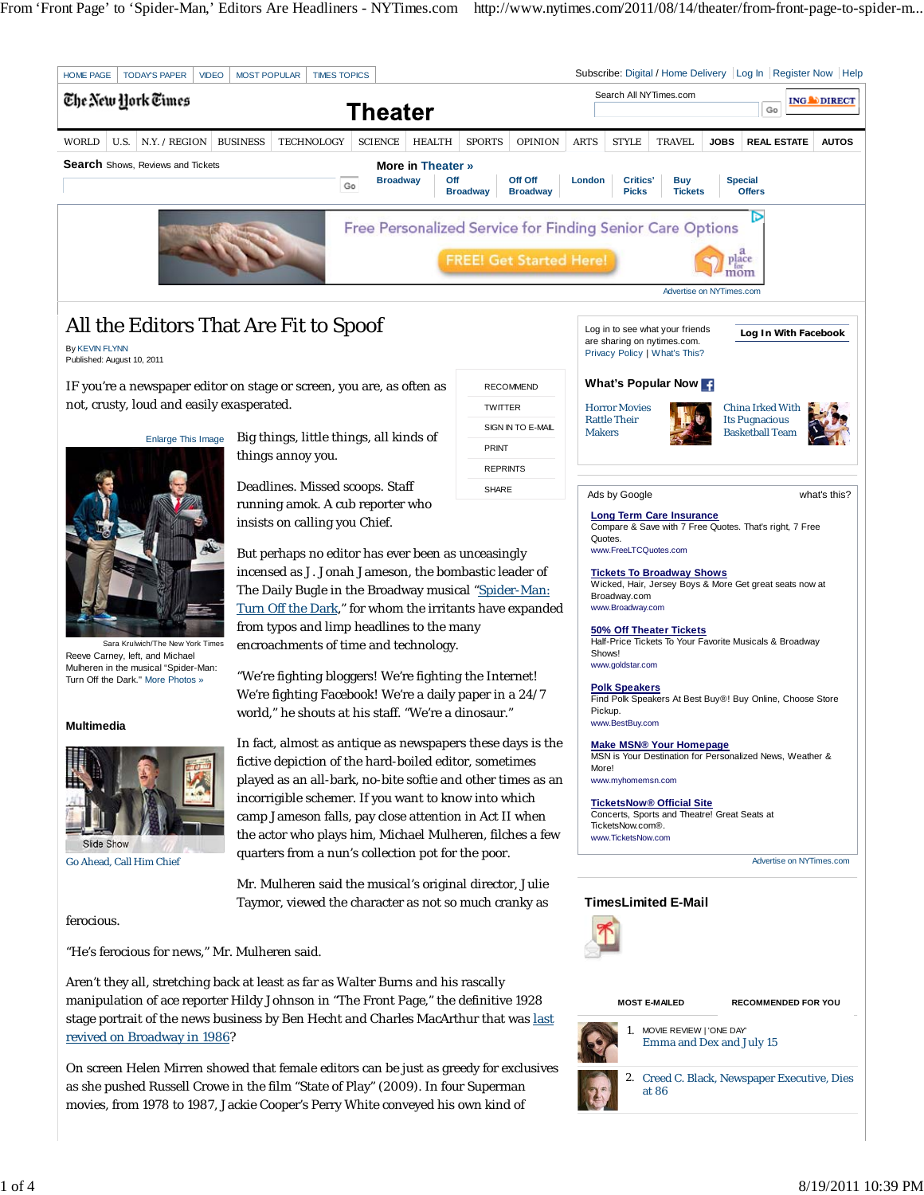# All the Editors That Are Fit to Spoof

By KEVIN FLYNN
Published: August 10, 2011

IF you're a newspaper editor on stage or screen, you are, as often as not, crusty, loud and easily exasperated.

Big things, little things, all kinds of things annoy you.

Deadlines. Missed scoops. Staff running amok. A cub reporter who insists on calling you Chief.

Sara Krulwich/The New York Times
Reeve Carney, left, and Michael Mulheren in the musical "Spider-Man: Turn Off the Dark." More Photos »

But perhaps no editor has ever been as unceasingly incensed as J. Jonah Jameson, the bombastic leader of The Daily Bugle in the Broadway musical "Spider-Man: Turn Off the Dark," for whom the irritants have expanded from typos and limp headlines to the many encroachments of time and technology.

"We're fighting bloggers! We're fighting the Internet! We're fighting Facebook! We're a daily paper in a 24/7 world," he shouts at his staff. "We're a dinosaur."

In fact, almost as antique as newspapers these days is the fictive depiction of the hard-boiled editor, sometimes played as an all-bark, no-bite softie and other times as an incorrigible schemer. If you want to know into which camp Jameson falls, pay close attention in Act II when the actor who plays him, Michael Mulheren, filches a few quarters from a nun's collection pot for the poor.

Mr. Mulheren said the musical's original director, Julie Taymor, viewed the character as not so much cranky as ferocious.

"He's ferocious for news," Mr. Mulheren said.

Aren't they all, stretching back at least as far as Walter Burns and his rascally manipulation of ace reporter Hildy Johnson in "The Front Page," the definitive 1928 stage portrait of the news business by Ben Hecht and Charles MacArthur that was last revived on Broadway in 1986?

On screen Helen Mirren showed that female editors can be just as greedy for exclusives as she pushed Russell Crowe in the film "State of Play" (2009). In four Superman movies, from 1978 to 1987, Jackie Cooper's Perry White conveyed his own kind of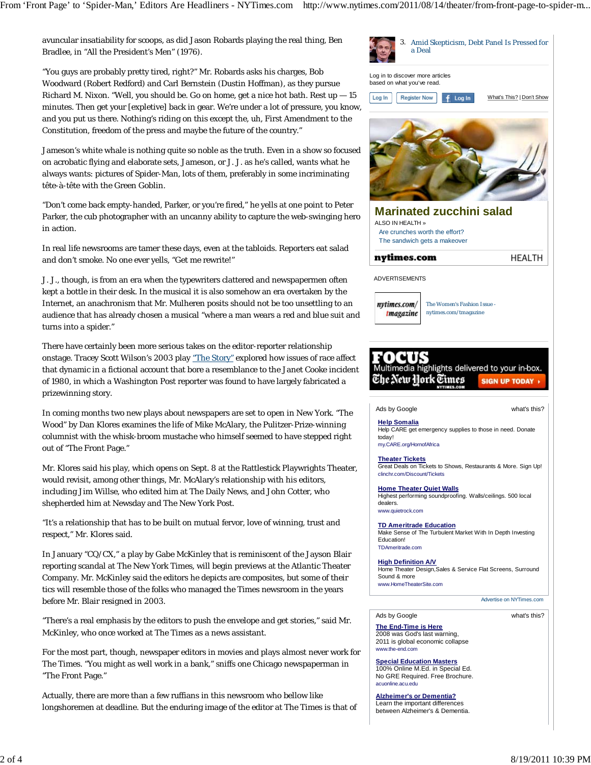avuncular insatiability for scoops, as did Jason Robards playing the real thing, Ben Bradlee, in "All the President's Men" (1976).

"You guys are probably pretty tired, right?" Mr. Robards asks his charges, Bob Woodward (Robert Redford) and Carl Bernstein (Dustin Hoffman), as they pursue Richard M. Nixon. "Well, you should be. Go on home, get a nice hot bath. Rest up — 15 minutes. Then get your [expletive] back in gear. We're under a lot of pressure, you know, and you put us there. Nothing's riding on this except the, uh, First Amendment to the Constitution, freedom of the press and maybe the future of the country."

Jameson's white whale is nothing quite so noble as the truth. Even in a show so focused on acrobatic flying and elaborate sets, Jameson, or J. J. as he's called, wants what he always wants: pictures of Spider-Man, lots of them, preferably in some incriminating tête-à-tête with the Green Goblin.

"Don't come back empty-handed, Parker, or you're fired," he yells at one point to Peter Parker, the cub photographer with an uncanny ability to capture the web-swinging hero in action.

In real life newsrooms are tamer these days, even at the tabloids. Reporters eat salad and don't smoke. No one ever yells, "Get me rewrite!"

J. J., though, is from an era when the typewriters clattered and newspapermen often kept a bottle in their desk. In the musical it is also somehow an era overtaken by the Internet, an anachronism that Mr. Mulheren posits should not be too unsettling to an audience that has already chosen a musical "where a man wears a red and blue suit and turns into a spider."

There have certainly been more serious takes on the editor-reporter relationship onstage. Tracey Scott Wilson's 2003 play "The Story" explored how issues of race affect that dynamic in a fictional account that bore a resemblance to the Janet Cooke incident of 1980, in which a Washington Post reporter was found to have largely fabricated a prizewinning story.

In coming months two new plays about newspapers are set to open in New York. "The Wood" by Dan Klores examines the life of Mike McAlary, the Pulitzer-Prize-winning columnist with the whisk-broom mustache who himself seemed to have stepped right out of "The Front Page."

Mr. Klores said his play, which opens on Sept. 8 at the Rattlestick Playwrights Theater, would revisit, among other things, Mr. McAlary's relationship with his editors, including Jim Willse, who edited him at The Daily News, and John Cotter, who shepherded him at Newsday and The New York Post.

"It's a relationship that has to be built on mutual fervor, love of winning, trust and respect," Mr. Klores said.

In January "CQ/CX," a play by Gabe McKinley that is reminiscent of the Jayson Blair reporting scandal at The New York Times, will begin previews at the Atlantic Theater Company. Mr. McKinley said the editors he depicts are composites, but some of their tics will resemble those of the folks who managed the Times newsroom in the years before Mr. Blair resigned in 2003.

"There's a real emphasis by the editors to push the envelope and get stories," said Mr. McKinley, who once worked at The Times as a news assistant.

For the most part, though, newspaper editors in movies and plays almost never work for The Times. "You might as well work in a bank," sniffs one Chicago newspaperman in "The Front Page."

Actually, there are more than a few ruffians in this newsroom who bellow like longshoremen at deadline. But the enduring image of the editor at The Times is that of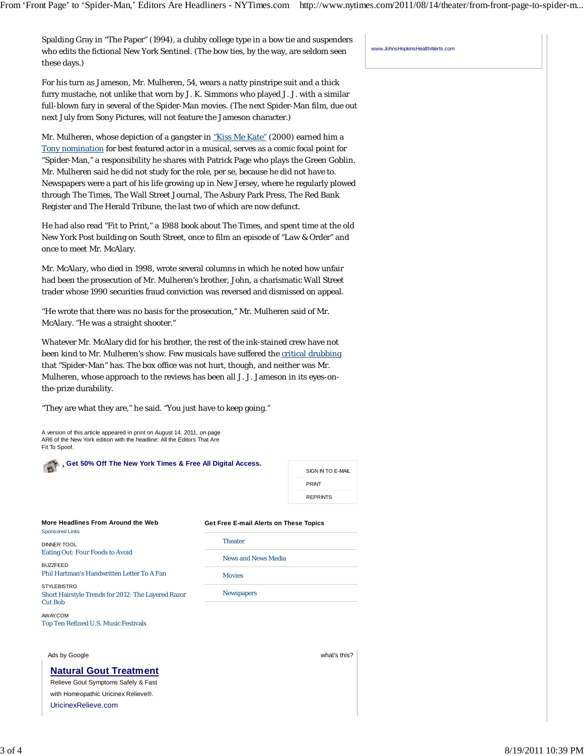Spalding Gray in "The Paper" (1994), a clubby college type in a bow tie and suspenders who edits the fictional New York Sentinel. (The bow ties, by the way, are seldom seen these days.)

For his turn as Jameson, Mr. Mulheren, 54, wears a natty pinstripe suit and a thick furry mustache, not unlike that worn by J. K. Simmons who played J. J. with a similar full-blown fury in several of the Spider-Man movies. (The next Spider-Man film, due out next July from Sony Pictures, will not feature the Jameson character.)

Mr. Mulheren, whose depiction of a gangster in "Kiss Me Kate" (2000) earned him a Tony nomination for best featured actor in a musical, serves as a comic focal point for "Spider-Man," a responsibility he shares with Patrick Page who plays the Green Goblin. Mr. Mulheren said he did not study for the role, per se, because he did not have to. Newspapers were a part of his life growing up in New Jersey, where he regularly plowed through The Times, The Wall Street Journal, The Asbury Park Press, The Red Bank Register and The Herald Tribune, the last two of which are now defunct.

He had also read "Fit to Print," a 1988 book about The Times, and spent time at the old New York Post building on South Street, once to film an episode of "Law & Order" and once to meet Mr. McAlary.

Mr. McAlary, who died in 1998, wrote several columns in which he noted how unfair had been the prosecution of Mr. Mulheren's brother, John, a charismatic Wall Street trader whose 1990 securities fraud conviction was reversed and dismissed on appeal.

"He wrote that there was no basis for the prosecution," Mr. Mulheren said of Mr. McAlary. "He was a straight shooter."

Whatever Mr. McAlary did for his brother, the rest of the ink-stained crew have not been kind to Mr. Mulheren's show. Few musicals have suffered the critical drubbing that "Spider-Man" has. The box office was not hurt, though, and neither was Mr. Mulheren, whose approach to the reviews has been all J. J. Jameson in its eyes-on-the-prize durability.

"They are what they are," he said. "You just have to keep going."

A version of this article appeared in print on August 14, 2011, on page AR6 of the New York edition with the headline: All the Editors That Are Fit To Spoof.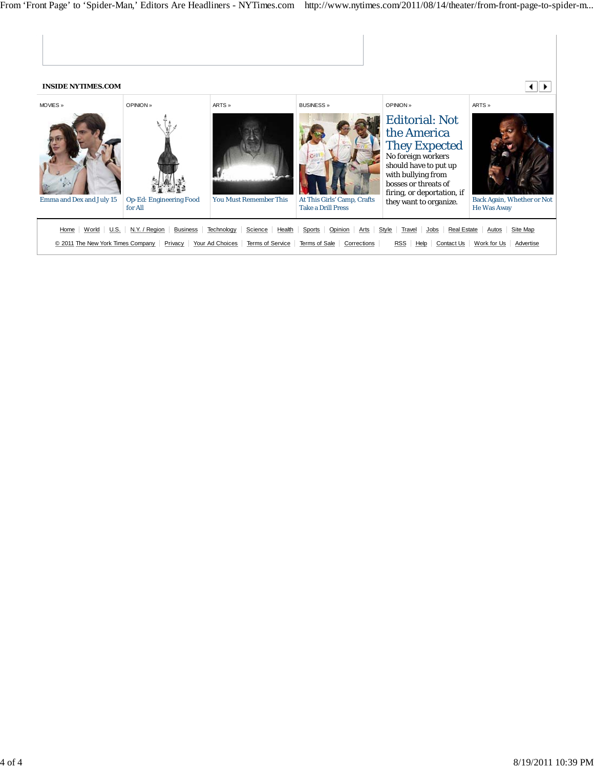**INSIDE NYTIMES.COM**

MOVIES »

Emma and Dex and July 15

OPINION »

Op-Ed: Engineering Food for All

ARTS »

You Must Remember This

BUSINESS »

At This Girls' Camp, Crafts Take a Drill Press

OPINION »

## Editorial: Not the America They Expected

No foreign workers should have to put up with bullying from bosses or threats of firing, or deportation, if they want to organize.

ARTS »

Back Again, Whether or Not He Was Away

Home | World | U.S. | N.Y. / Region | Business | Technology | Science | Health | Sports | Opinion | Arts | Style | Travel | Jobs | Real Estate | Autos | Site Map

© 2011 The New York Times Company | Privacy | Your Ad Choices | Terms of Service | Terms of Sale | Corrections | RSS | Help | Contact Us | Work for Us | Advertise